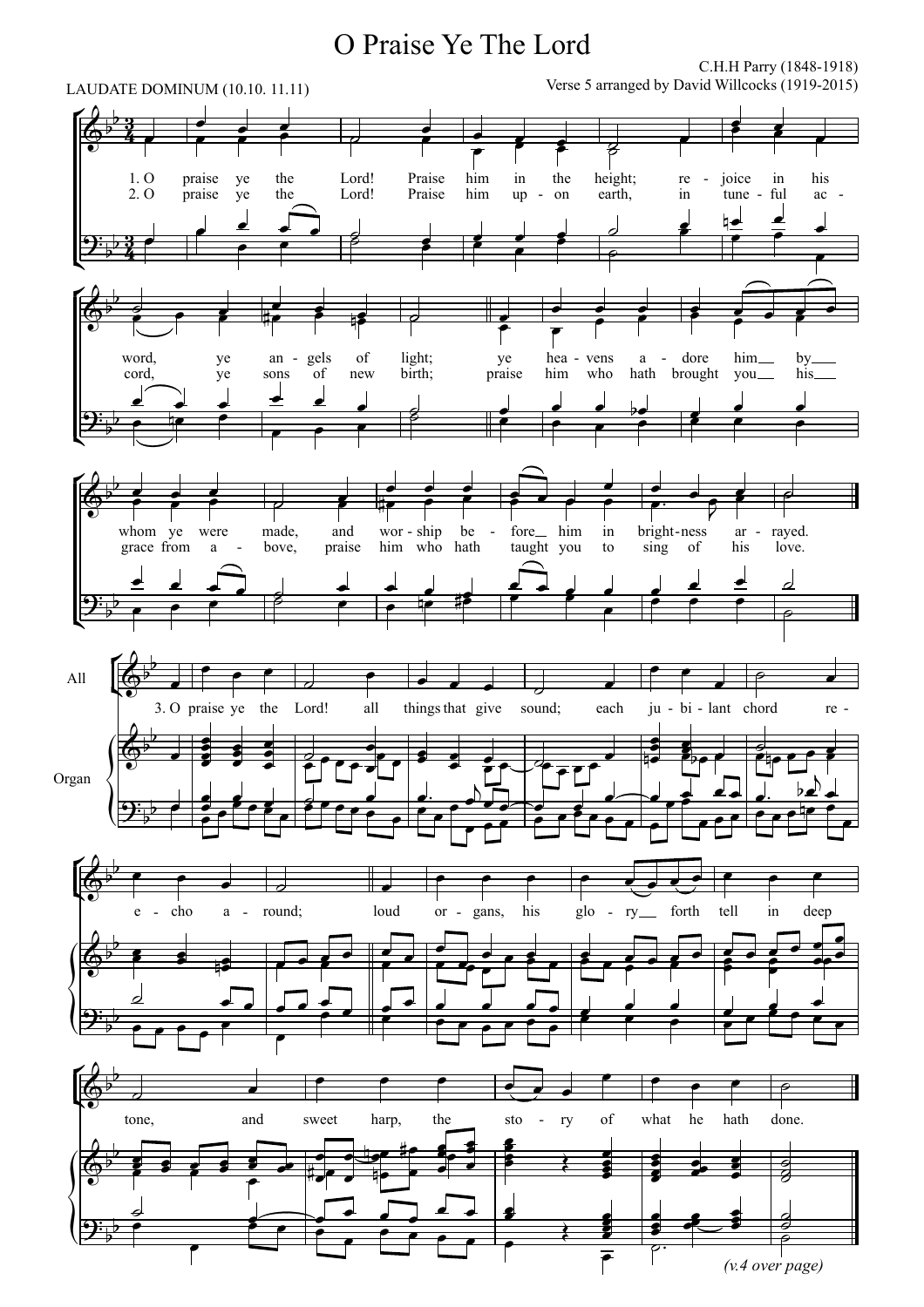# O Praise Ye The Lord

C.H.H Parry (1848-1918)
Verse 5 arranged by David Willcocks (1919-2015)

LAUDATE DOMINUM (10.10. 11.11)

1. O praise ye the Lord! Praise him in the height; rejoice in his word, ye angels of light; ye heavens adore him by whom ye were made, and worship before him in brightness arrayed.

2. O praise ye the Lord! Praise him upon earth, in tuneful accord, ye sons of new birth; praise him who hath brought you his grace from above, praise him who hath taught you to sing of his love.

All

Organ

3. O praise ye the Lord! all things that give sound; each jubilant chord re-echo around; loud organs, his glory forth tell in deep tone, and sweet harp, the story of what he hath done.

*(v.4 over page)*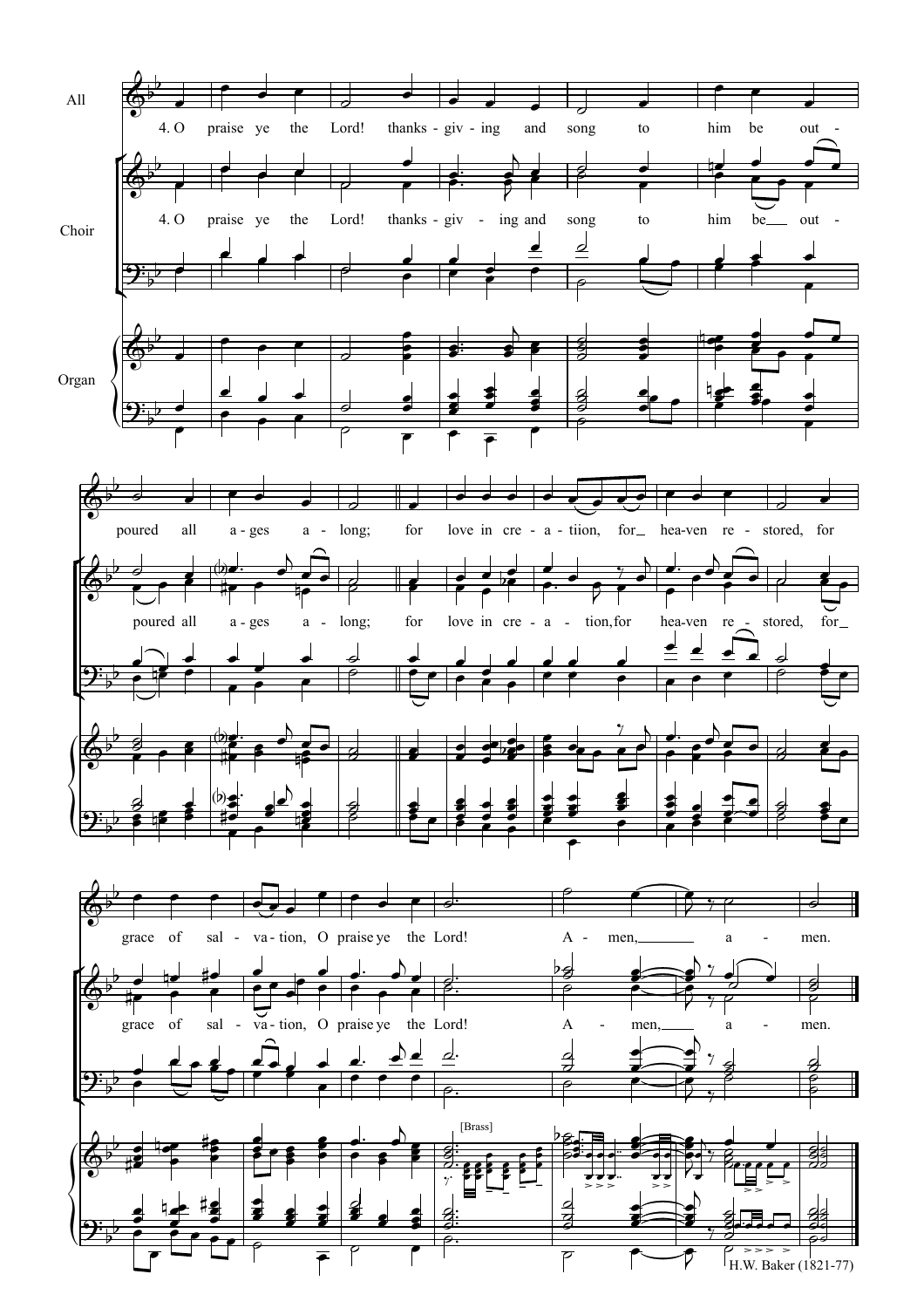All

Choir

Organ

4. O praise ye the Lord! thanks-giv-ing and song to him be out-poured all a-ges a-long; for love in cre-a-tiion, for hea-ven re-stored, for grace of sal-va-tion, O praise ye the Lord! A-men, a-men.

[Brass]

H.W. Baker (1821-77)